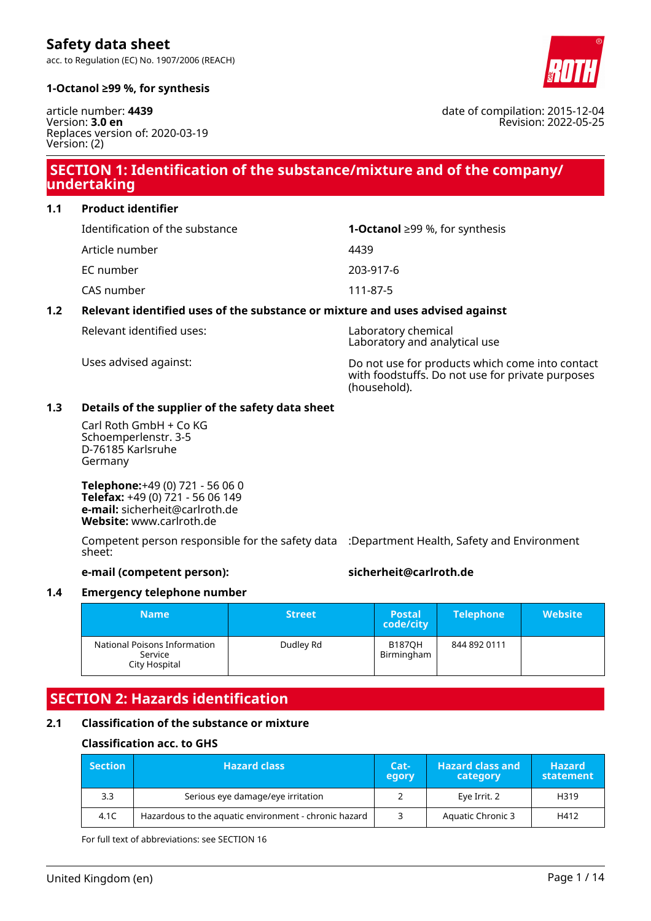# Safety data sheet

acc. to Regulation (EC) No. 1907/2006 (REACH)

**1-Octanol ≥99 %, for synthesis**

article number: **4439**
Version: **3.0 en**
Replaces version of: 2020-03-19
Version: (2)

date of compilation: 2015-12-04
Revision: 2022-05-25

## SECTION 1: Identification of the substance/mixture and of the company/undertaking

### 1.1 Product identifier

| | |
|---|---|
| Identification of the substance | **1-Octanol** ≥99 %, for synthesis |
| Article number | 4439 |
| EC number | 203-917-6 |
| CAS number | 111-87-5 |

### 1.2 Relevant identified uses of the substance or mixture and uses advised against

Relevant identified uses: Laboratory chemical
Laboratory and analytical use

Uses advised against: Do not use for products which come into contact with foodstuffs. Do not use for private purposes (household).

### 1.3 Details of the supplier of the safety data sheet

Carl Roth GmbH + Co KG
Schoemperlenstr. 3-5
D-76185 Karlsruhe
Germany

**Telephone:**+49 (0) 721 - 56 06 0
**Telefax:** +49 (0) 721 - 56 06 149
**e-mail:** sicherheit@carlroth.de
**Website:** www.carlroth.de

Competent person responsible for the safety data sheet: :Department Health, Safety and Environment

**e-mail (competent person):** **sicherheit@carlroth.de**

### 1.4 Emergency telephone number

| Name | Street | Postal code/city | Telephone | Website |
|---|---|---|---|---|
| National Poisons Information Service City Hospital | Dudley Rd | B187QH Birmingham | 844 892 0111 | |

## SECTION 2: Hazards identification

### 2.1 Classification of the substance or mixture

#### Classification acc. to GHS

| Section | Hazard class | Category | Hazard class and category | Hazard statement |
|---|---|---|---|---|
| 3.3 | Serious eye damage/eye irritation | 2 | Eye Irrit. 2 | H319 |
| 4.1C | Hazardous to the aquatic environment - chronic hazard | 3 | Aquatic Chronic 3 | H412 |

For full text of abbreviations: see SECTION 16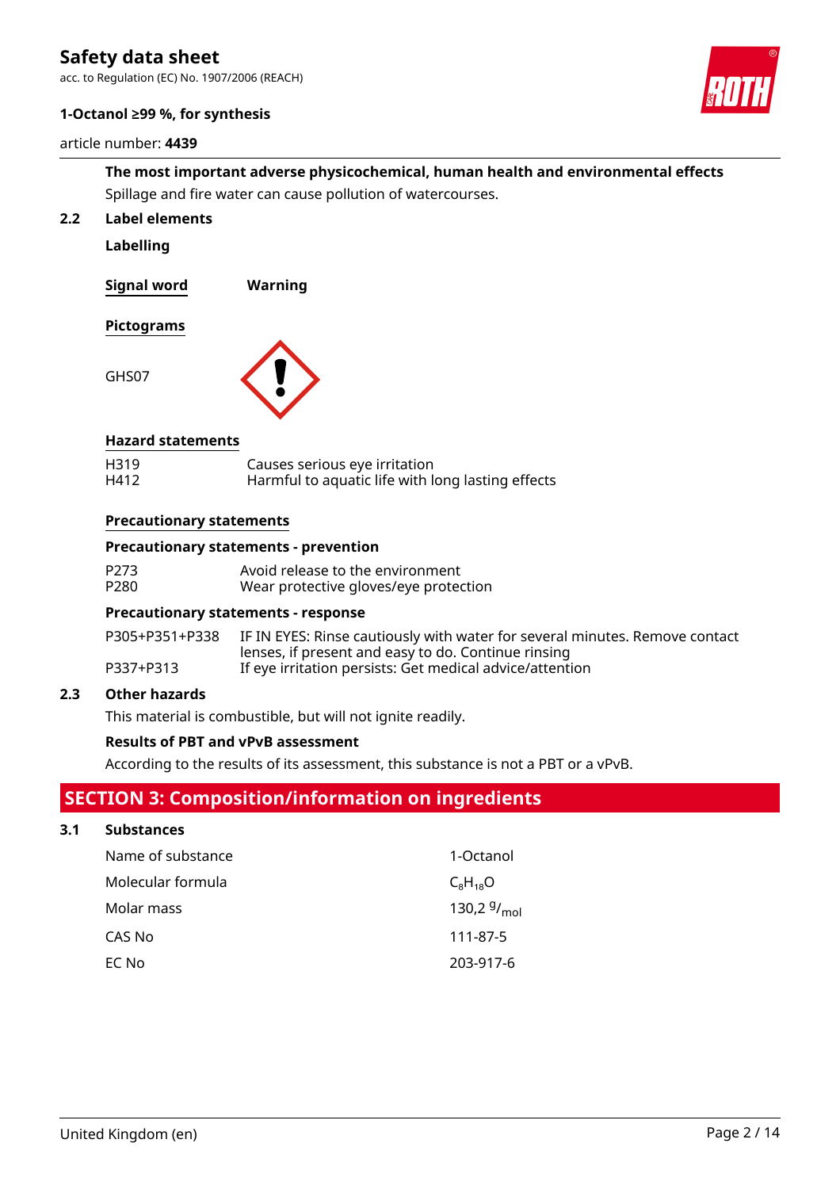**The most important adverse physicochemical, human health and environmental effects**

Spillage and fire water can cause pollution of watercourses.

### 2.2 Label elements

**Labelling**

| Signal word | Warning |
|---|---|

**Pictograms**

GHS07

**Hazard statements**

| | |
|---|---|
| H319 | Causes serious eye irritation |
| H412 | Harmful to aquatic life with long lasting effects |

**Precautionary statements**

**Precautionary statements - prevention**

| | |
|---|---|
| P273 | Avoid release to the environment |
| P280 | Wear protective gloves/eye protection |

**Precautionary statements - response**

| | |
|---|---|
| P305+P351+P338 | IF IN EYES: Rinse cautiously with water for several minutes. Remove contact lenses, if present and easy to do. Continue rinsing |
| P337+P313 | If eye irritation persists: Get medical advice/attention |

### 2.3 Other hazards

This material is combustible, but will not ignite readily.

**Results of PBT and vPvB assessment**

According to the results of its assessment, this substance is not a PBT or a vPvB.

## SECTION 3: Composition/information on ingredients

### 3.1 Substances

| | |
|---|---|
| Name of substance | 1-Octanol |
| Molecular formula | $C_8H_{18}O$ |
| Molar mass | 130,2 $^g/_{mol}$ |
| CAS No | 111-87-5 |
| EC No | 203-917-6 |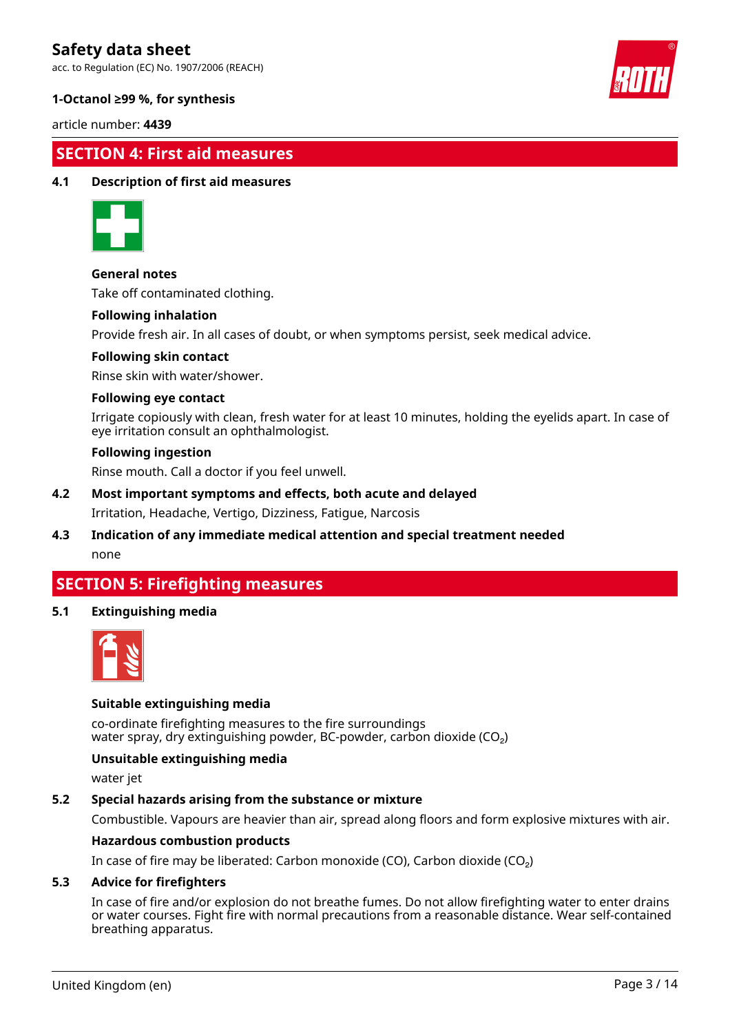## SECTION 4: First aid measures

### 4.1 Description of first aid measures

**General notes**

Take off contaminated clothing.

**Following inhalation**

Provide fresh air. In all cases of doubt, or when symptoms persist, seek medical advice.

**Following skin contact**

Rinse skin with water/shower.

**Following eye contact**

Irrigate copiously with clean, fresh water for at least 10 minutes, holding the eyelids apart. In case of eye irritation consult an ophthalmologist.

**Following ingestion**

Rinse mouth. Call a doctor if you feel unwell.

### 4.2 Most important symptoms and effects, both acute and delayed

Irritation, Headache, Vertigo, Dizziness, Fatigue, Narcosis

### 4.3 Indication of any immediate medical attention and special treatment needed

none

## SECTION 5: Firefighting measures

### 5.1 Extinguishing media

**Suitable extinguishing media**

co-ordinate firefighting measures to the fire surroundings
water spray, dry extinguishing powder, BC-powder, carbon dioxide ($CO_2$)

**Unsuitable extinguishing media**

water jet

### 5.2 Special hazards arising from the substance or mixture

Combustible. Vapours are heavier than air, spread along floors and form explosive mixtures with air.

**Hazardous combustion products**

In case of fire may be liberated: Carbon monoxide (CO), Carbon dioxide ($CO_2$)

### 5.3 Advice for firefighters

In case of fire and/or explosion do not breathe fumes. Do not allow firefighting water to enter drains or water courses. Fight fire with normal precautions from a reasonable distance. Wear self-contained breathing apparatus.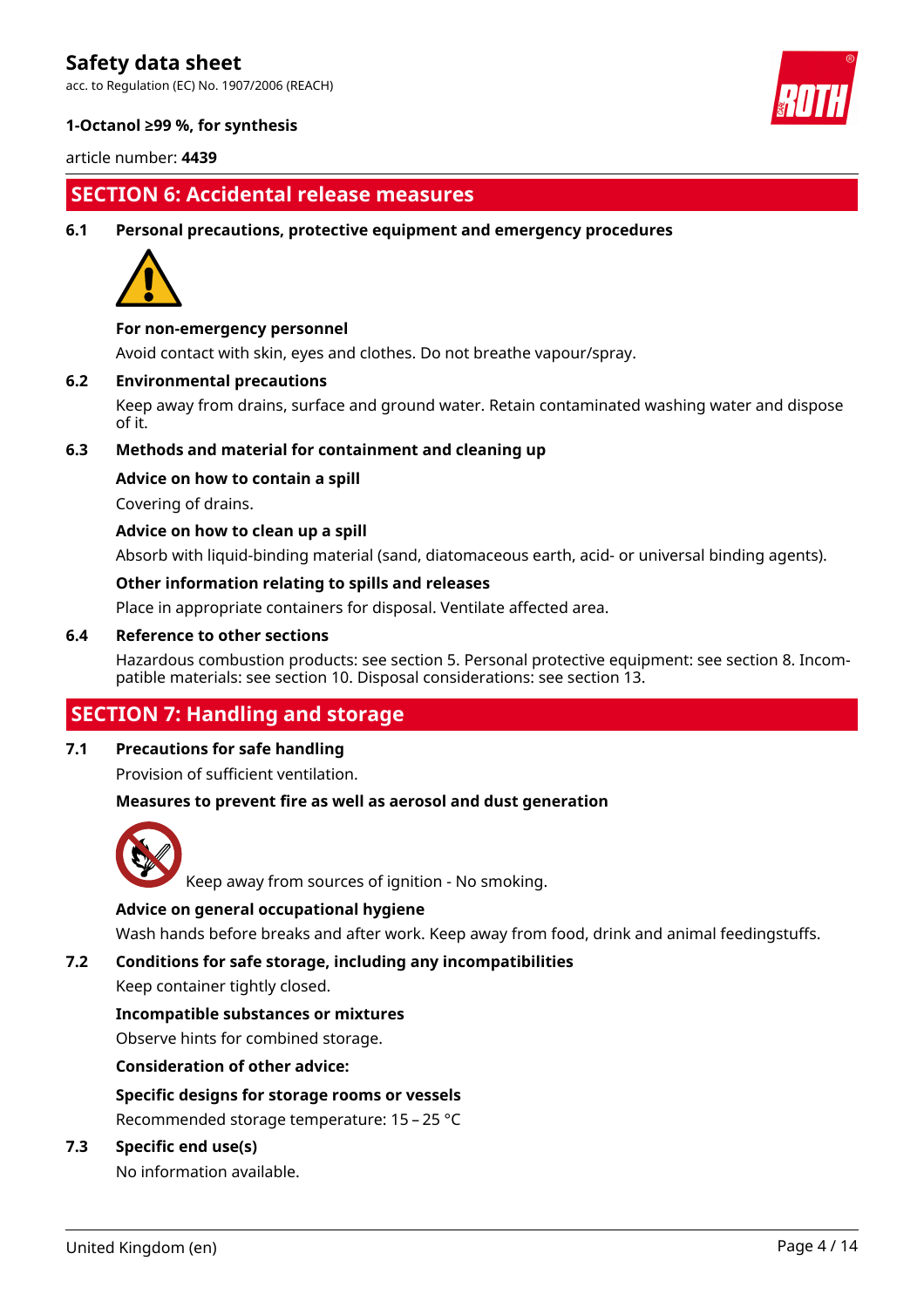## SECTION 6: Accidental release measures

### 6.1 Personal precautions, protective equipment and emergency procedures

**For non-emergency personnel**

Avoid contact with skin, eyes and clothes. Do not breathe vapour/spray.

### 6.2 Environmental precautions

Keep away from drains, surface and ground water. Retain contaminated washing water and dispose of it.

### 6.3 Methods and material for containment and cleaning up

**Advice on how to contain a spill**

Covering of drains.

**Advice on how to clean up a spill**

Absorb with liquid-binding material (sand, diatomaceous earth, acid- or universal binding agents).

**Other information relating to spills and releases**

Place in appropriate containers for disposal. Ventilate affected area.

### 6.4 Reference to other sections

Hazardous combustion products: see section 5. Personal protective equipment: see section 8. Incompatible materials: see section 10. Disposal considerations: see section 13.

## SECTION 7: Handling and storage

### 7.1 Precautions for safe handling

Provision of sufficient ventilation.

**Measures to prevent fire as well as aerosol and dust generation**

Keep away from sources of ignition - No smoking.

**Advice on general occupational hygiene**

Wash hands before breaks and after work. Keep away from food, drink and animal feedingstuffs.

### 7.2 Conditions for safe storage, including any incompatibilities

Keep container tightly closed.

**Incompatible substances or mixtures**

Observe hints for combined storage.

**Consideration of other advice:**

**Specific designs for storage rooms or vessels**

Recommended storage temperature: 15 – 25 °C

### 7.3 Specific end use(s)

No information available.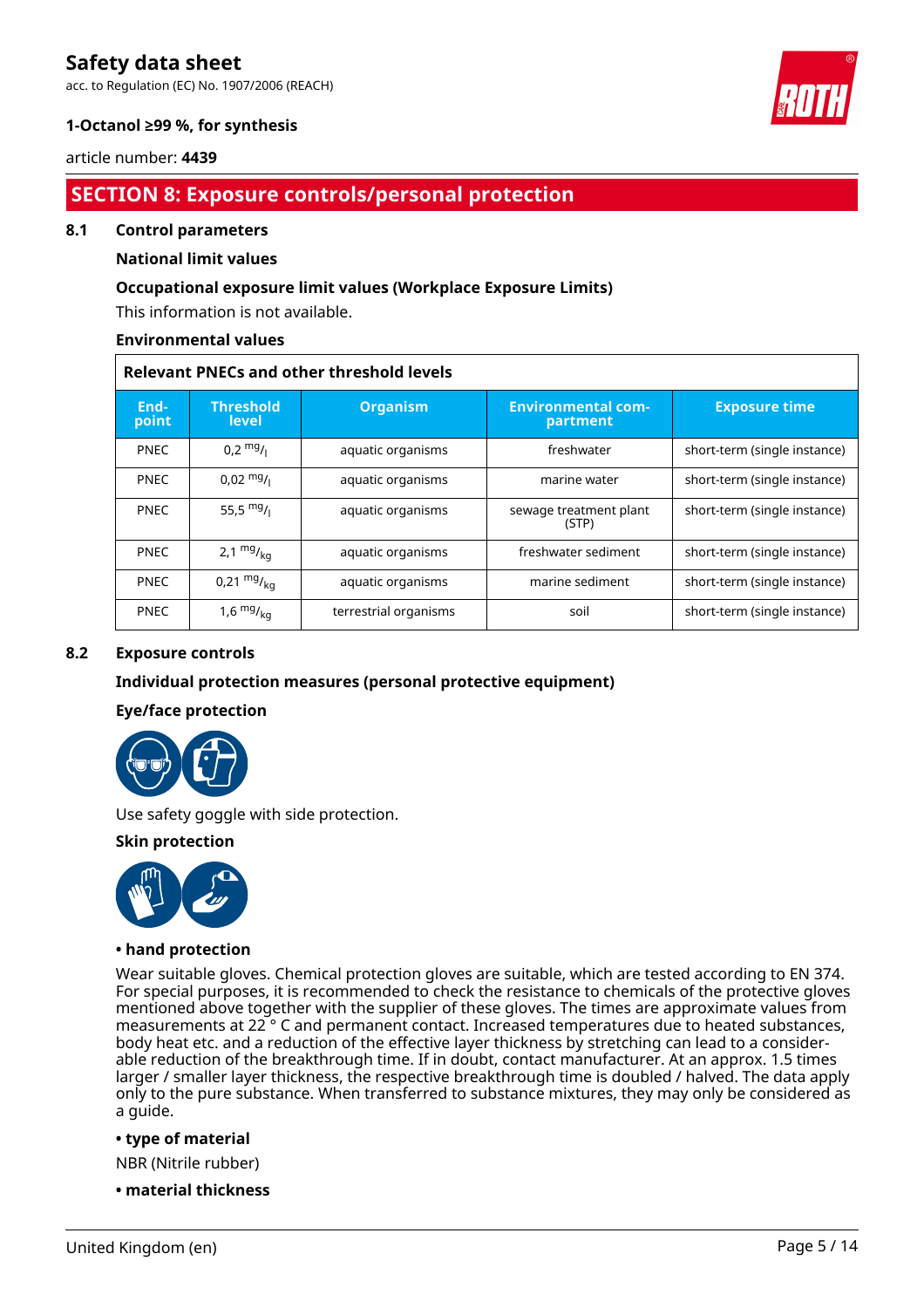## SECTION 8: Exposure controls/personal protection

### 8.1 Control parameters

**National limit values**

**Occupational exposure limit values (Workplace Exposure Limits)**

This information is not available.

**Environmental values**

| Relevant PNECs and other threshold levels | | | | |
|---|---|---|---|---|
| **End-point** | **Threshold level** | **Organism** | **Environmental com-partment** | **Exposure time** |
| PNEC | 0,2 $^{mg}/_{l}$ | aquatic organisms | freshwater | short-term (single instance) |
| PNEC | 0,02 $^{mg}/_{l}$ | aquatic organisms | marine water | short-term (single instance) |
| PNEC | 55,5 $^{mg}/_{l}$ | aquatic organisms | sewage treatment plant (STP) | short-term (single instance) |
| PNEC | 2,1 $^{mg}/_{kg}$ | aquatic organisms | freshwater sediment | short-term (single instance) |
| PNEC | 0,21 $^{mg}/_{kg}$ | aquatic organisms | marine sediment | short-term (single instance) |
| PNEC | 1,6 $^{mg}/_{kg}$ | terrestrial organisms | soil | short-term (single instance) |

### 8.2 Exposure controls

**Individual protection measures (personal protective equipment)**

**Eye/face protection**

Use safety goggle with side protection.

**Skin protection**

**• hand protection**

Wear suitable gloves. Chemical protection gloves are suitable, which are tested according to EN 374. For special purposes, it is recommended to check the resistance to chemicals of the protective gloves mentioned above together with the supplier of these gloves. The times are approximate values from measurements at 22 ° C and permanent contact. Increased temperatures due to heated substances, body heat etc. and a reduction of the effective layer thickness by stretching can lead to a considerable reduction of the breakthrough time. If in doubt, contact manufacturer. At an approx. 1.5 times larger / smaller layer thickness, the respective breakthrough time is doubled / halved. The data apply only to the pure substance. When transferred to substance mixtures, they may only be considered as a guide.

**• type of material**

NBR (Nitrile rubber)

**• material thickness**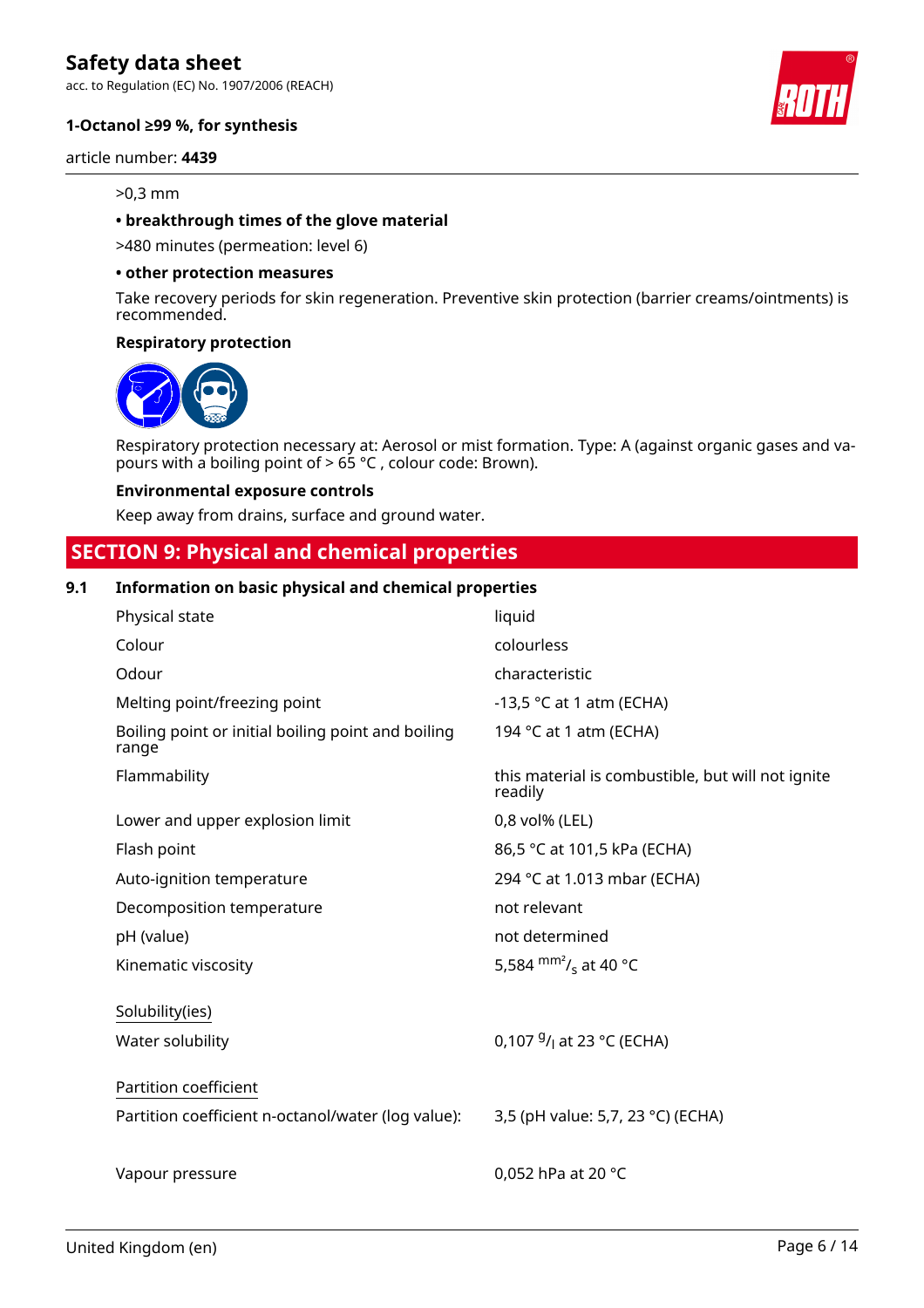>0,3 mm

**• breakthrough times of the glove material**

>480 minutes (permeation: level 6)

**• other protection measures**

Take recovery periods for skin regeneration. Preventive skin protection (barrier creams/ointments) is recommended.

**Respiratory protection**

Respiratory protection necessary at: Aerosol or mist formation. Type: A (against organic gases and vapours with a boiling point of > 65 °C , colour code: Brown).

**Environmental exposure controls**

Keep away from drains, surface and ground water.

## SECTION 9: Physical and chemical properties

### 9.1 Information on basic physical and chemical properties

| | |
|---|---|
| Physical state | liquid |
| Colour | colourless |
| Odour | characteristic |
| Melting point/freezing point | -13,5 °C at 1 atm (ECHA) |
| Boiling point or initial boiling point and boiling range | 194 °C at 1 atm (ECHA) |
| Flammability | this material is combustible, but will not ignite readily |
| Lower and upper explosion limit | 0,8 vol% (LEL) |
| Flash point | 86,5 °C at 101,5 kPa (ECHA) |
| Auto-ignition temperature | 294 °C at 1.013 mbar (ECHA) |
| Decomposition temperature | not relevant |
| pH (value) | not determined |
| Kinematic viscosity | 5,584 $^{mm^2}/_{s}$ at 40 °C |
| Solubility(ies) | |
| Water solubility | 0,107 $^{g}/_{l}$ at 23 °C (ECHA) |
| Partition coefficient | |
| Partition coefficient n-octanol/water (log value): | 3,5 (pH value: 5,7, 23 °C) (ECHA) |
| Vapour pressure | 0,052 hPa at 20 °C |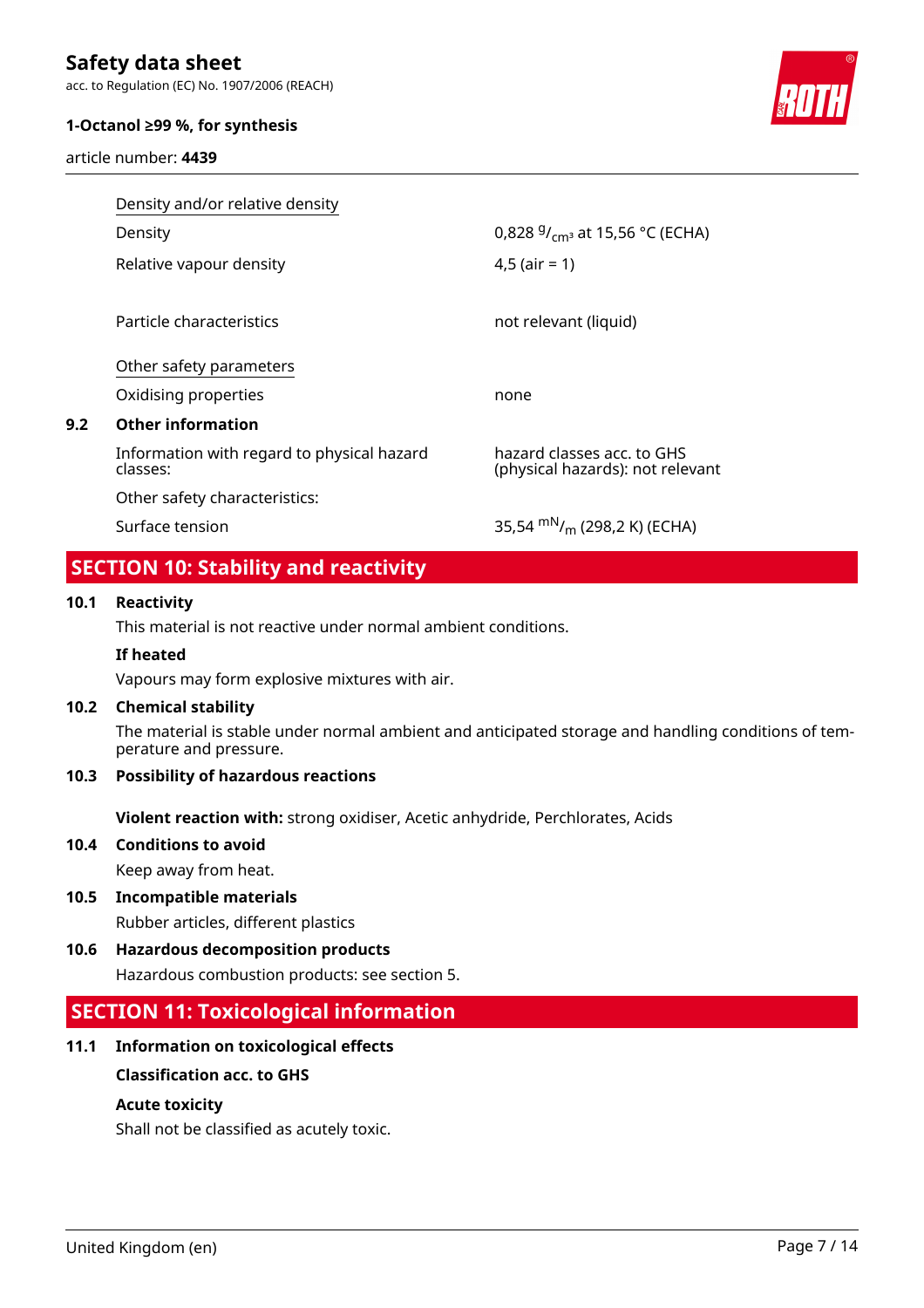| Density and/or relative density | |
|---|---|
| Density | 0,828 $^{g}/_{cm^3}$ at 15,56 °C (ECHA) |
| Relative vapour density | 4,5 (air = 1) |
| Particle characteristics | not relevant (liquid) |

| Other safety parameters | |
|---|---|
| Oxidising properties | none |

**9.2 Other information**

| | |
|---|---|
| Information with regard to physical hazard classes: | hazard classes acc. to GHS (physical hazards): not relevant |
| Other safety characteristics: | |
| Surface tension | 35,54 $^{mN}/_{m}$ (298,2 K) (ECHA) |

## SECTION 10: Stability and reactivity

### 10.1 Reactivity

This material is not reactive under normal ambient conditions.

**If heated**

Vapours may form explosive mixtures with air.

### 10.2 Chemical stability

The material is stable under normal ambient and anticipated storage and handling conditions of temperature and pressure.

### 10.3 Possibility of hazardous reactions

**Violent reaction with:** strong oxidiser, Acetic anhydride, Perchlorates, Acids

### 10.4 Conditions to avoid

Keep away from heat.

### 10.5 Incompatible materials

Rubber articles, different plastics

### 10.6 Hazardous decomposition products

Hazardous combustion products: see section 5.

## SECTION 11: Toxicological information

### 11.1 Information on toxicological effects

**Classification acc. to GHS**

**Acute toxicity**

Shall not be classified as acutely toxic.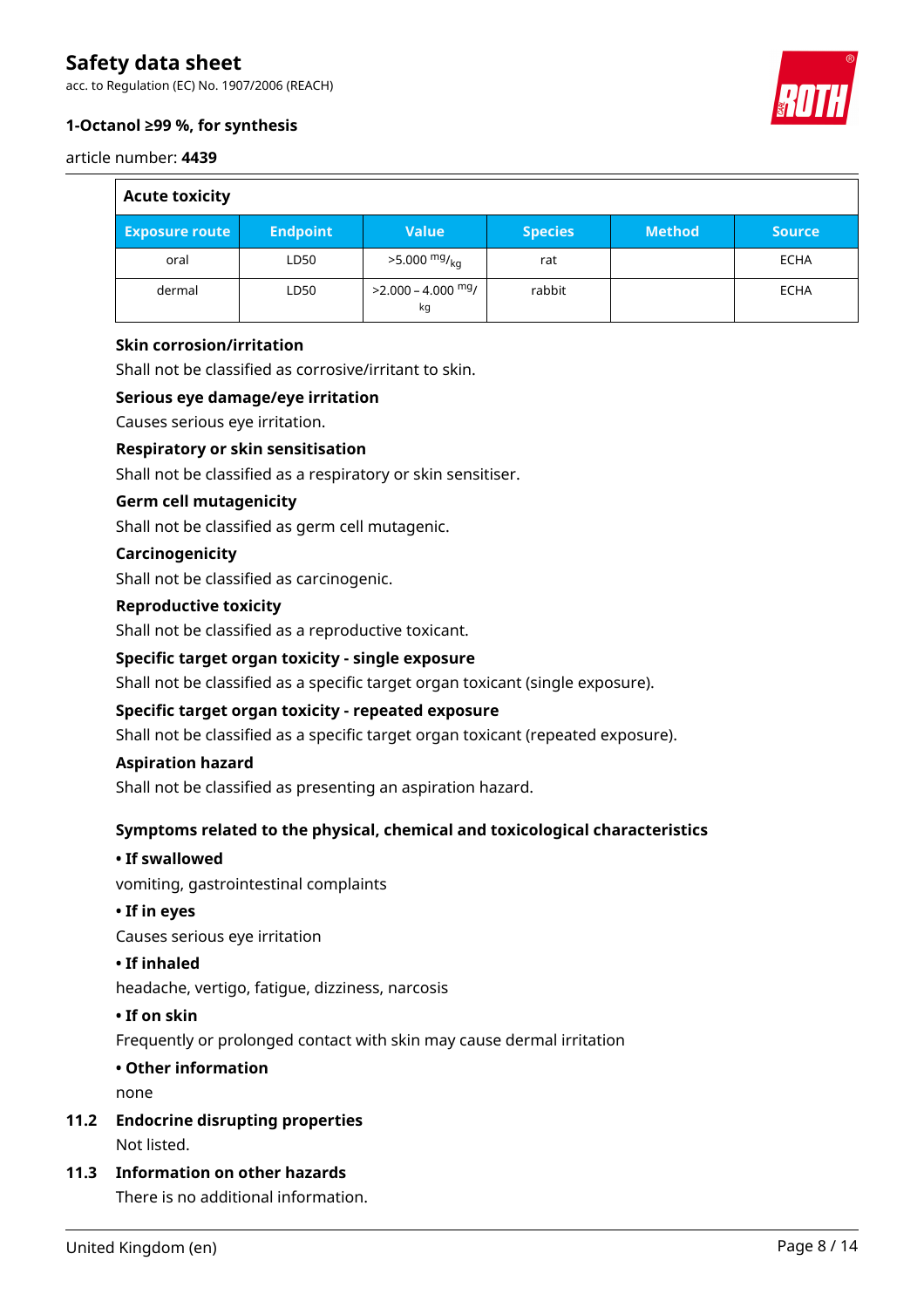| Acute toxicity | | | | | |
|---|---|---|---|---|---|
| Exposure route | Endpoint | Value | Species | Method | Source |
| oral | LD50 | >5.000 $^{mg}/_{kg}$ | rat | | ECHA |
| dermal | LD50 | >2.000 – 4.000 $^{mg}/_{kg}$ | rabbit | | ECHA |

**Skin corrosion/irritation**

Shall not be classified as corrosive/irritant to skin.

**Serious eye damage/eye irritation**

Causes serious eye irritation.

**Respiratory or skin sensitisation**

Shall not be classified as a respiratory or skin sensitiser.

**Germ cell mutagenicity**

Shall not be classified as germ cell mutagenic.

**Carcinogenicity**

Shall not be classified as carcinogenic.

**Reproductive toxicity**

Shall not be classified as a reproductive toxicant.

**Specific target organ toxicity - single exposure**

Shall not be classified as a specific target organ toxicant (single exposure).

**Specific target organ toxicity - repeated exposure**

Shall not be classified as a specific target organ toxicant (repeated exposure).

**Aspiration hazard**

Shall not be classified as presenting an aspiration hazard.

**Symptoms related to the physical, chemical and toxicological characteristics**

**• If swallowed**

vomiting, gastrointestinal complaints

**• If in eyes**

Causes serious eye irritation

**• If inhaled**

headache, vertigo, fatigue, dizziness, narcosis

**• If on skin**

Frequently or prolonged contact with skin may cause dermal irritation

**• Other information**

none

## 11.2 Endocrine disrupting properties

Not listed.

## 11.3 Information on other hazards

There is no additional information.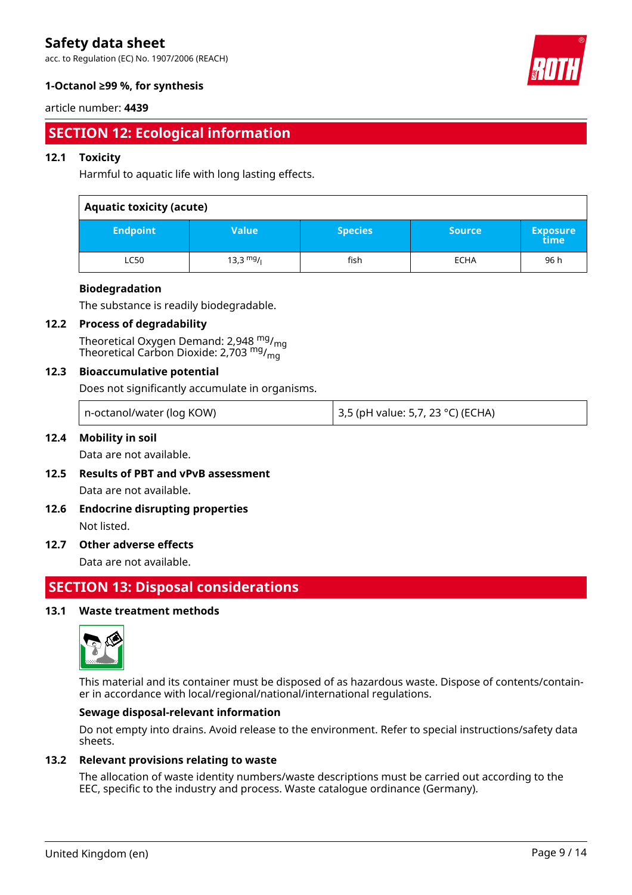## SECTION 12: Ecological information

### 12.1 Toxicity

Harmful to aquatic life with long lasting effects.

| Aquatic toxicity (acute) | | | | |
|---|---|---|---|---|
| **Endpoint** | **Value** | **Species** | **Source** | **Exposure time** |
| LC50 | 13,3 $^{mg}/_{l}$ | fish | ECHA | 96 h |

**Biodegradation**

The substance is readily biodegradable.

### 12.2 Process of degradability

Theoretical Oxygen Demand: 2,948 $^{mg}/_{mg}$
Theoretical Carbon Dioxide: 2,703 $^{mg}/_{mg}$

### 12.3 Bioaccumulative potential

Does not significantly accumulate in organisms.

| | |
|---|---|
| n-octanol/water (log KOW) | 3,5 (pH value: 5,7, 23 °C) (ECHA) |

### 12.4 Mobility in soil

Data are not available.

### 12.5 Results of PBT and vPvB assessment

Data are not available.

### 12.6 Endocrine disrupting properties

Not listed.

### 12.7 Other adverse effects

Data are not available.

## SECTION 13: Disposal considerations

### 13.1 Waste treatment methods

This material and its container must be disposed of as hazardous waste. Dispose of contents/container in accordance with local/regional/national/international regulations.

**Sewage disposal-relevant information**

Do not empty into drains. Avoid release to the environment. Refer to special instructions/safety data sheets.

### 13.2 Relevant provisions relating to waste

The allocation of waste identity numbers/waste descriptions must be carried out according to the EEC, specific to the industry and process. Waste catalogue ordinance (Germany).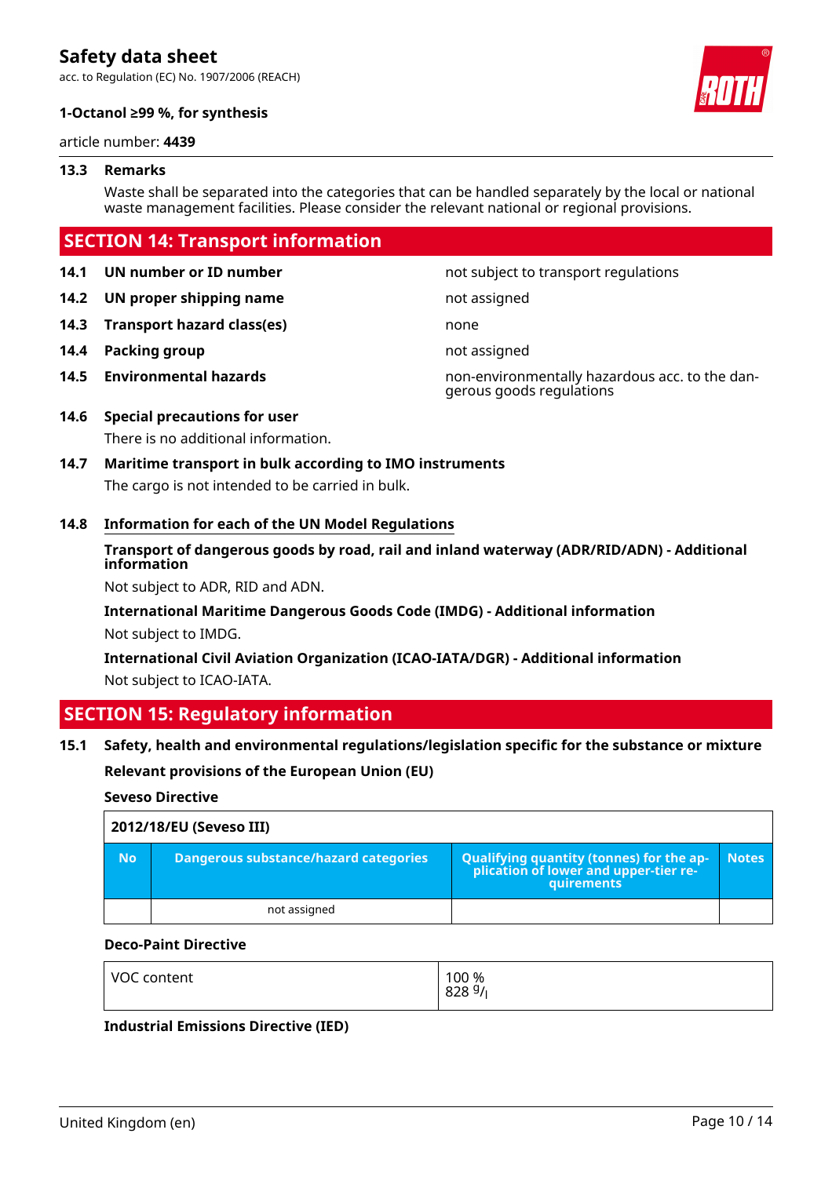### 13.3 Remarks

Waste shall be separated into the categories that can be handled separately by the local or national waste management facilities. Please consider the relevant national or regional provisions.

## SECTION 14: Transport information

| | | |
|---|---|---|
| **14.1** | **UN number or ID number** | not subject to transport regulations |
| **14.2** | **UN proper shipping name** | not assigned |
| **14.3** | **Transport hazard class(es)** | none |
| **14.4** | **Packing group** | not assigned |
| **14.5** | **Environmental hazards** | non-environmentally hazardous acc. to the dangerous goods regulations |

### 14.6 Special precautions for user

There is no additional information.

### 14.7 Maritime transport in bulk according to IMO instruments

The cargo is not intended to be carried in bulk.

### 14.8 Information for each of the UN Model Regulations

**Transport of dangerous goods by road, rail and inland waterway (ADR/RID/ADN) - Additional information**

Not subject to ADR, RID and ADN.

**International Maritime Dangerous Goods Code (IMDG) - Additional information**

Not subject to IMDG.

**International Civil Aviation Organization (ICAO-IATA/DGR) - Additional information**

Not subject to ICAO-IATA.

## SECTION 15: Regulatory information

### 15.1 Safety, health and environmental regulations/legislation specific for the substance or mixture

**Relevant provisions of the European Union (EU)**

**Seveso Directive**

| 2012/18/EU (Seveso III) | | | |
|---|---|---|---|
| **No** | **Dangerous substance/hazard categories** | **Qualifying quantity (tonnes) for the application of lower and upper-tier requirements** | **Notes** |
| | not assigned | | |

**Deco-Paint Directive**

| | |
|---|---|
| VOC content | 100 %<br>828 $^{g}/_{l}$ |

**Industrial Emissions Directive (IED)**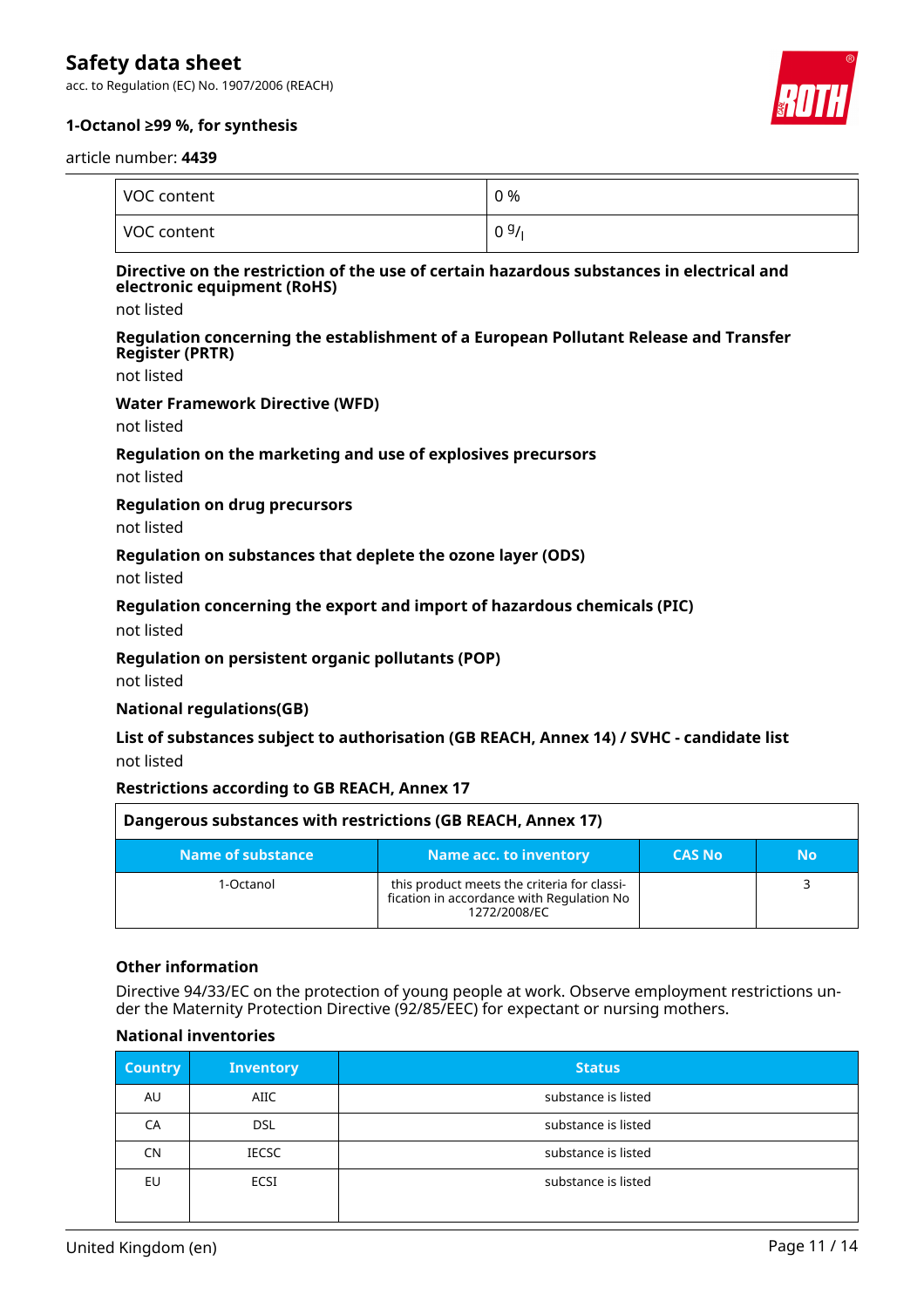| VOC content | 0 % |
|---|---|
| VOC content | 0 g/l |

**Directive on the restriction of the use of certain hazardous substances in electrical and electronic equipment (RoHS)**

not listed

**Regulation concerning the establishment of a European Pollutant Release and Transfer Register (PRTR)**

not listed

**Water Framework Directive (WFD)**

not listed

**Regulation on the marketing and use of explosives precursors**

not listed

**Regulation on drug precursors**

not listed

**Regulation on substances that deplete the ozone layer (ODS)**

not listed

**Regulation concerning the export and import of hazardous chemicals (PIC)**

not listed

**Regulation on persistent organic pollutants (POP)**

not listed

**National regulations(GB)**

**List of substances subject to authorisation (GB REACH, Annex 14) / SVHC - candidate list**

not listed

**Restrictions according to GB REACH, Annex 17**

| Dangerous substances with restrictions (GB REACH, Annex 17) | | | |
|---|---|---|---|
| **Name of substance** | **Name acc. to inventory** | **CAS No** | **No** |
| 1-Octanol | this product meets the criteria for classification in accordance with Regulation No 1272/2008/EC | | 3 |

**Other information**

Directive 94/33/EC on the protection of young people at work. Observe employment restrictions under the Maternity Protection Directive (92/85/EEC) for expectant or nursing mothers.

**National inventories**

| Country | Inventory | Status |
|---|---|---|
| AU | AIIC | substance is listed |
| CA | DSL | substance is listed |
| CN | IECSC | substance is listed |
| EU | ECSI | substance is listed |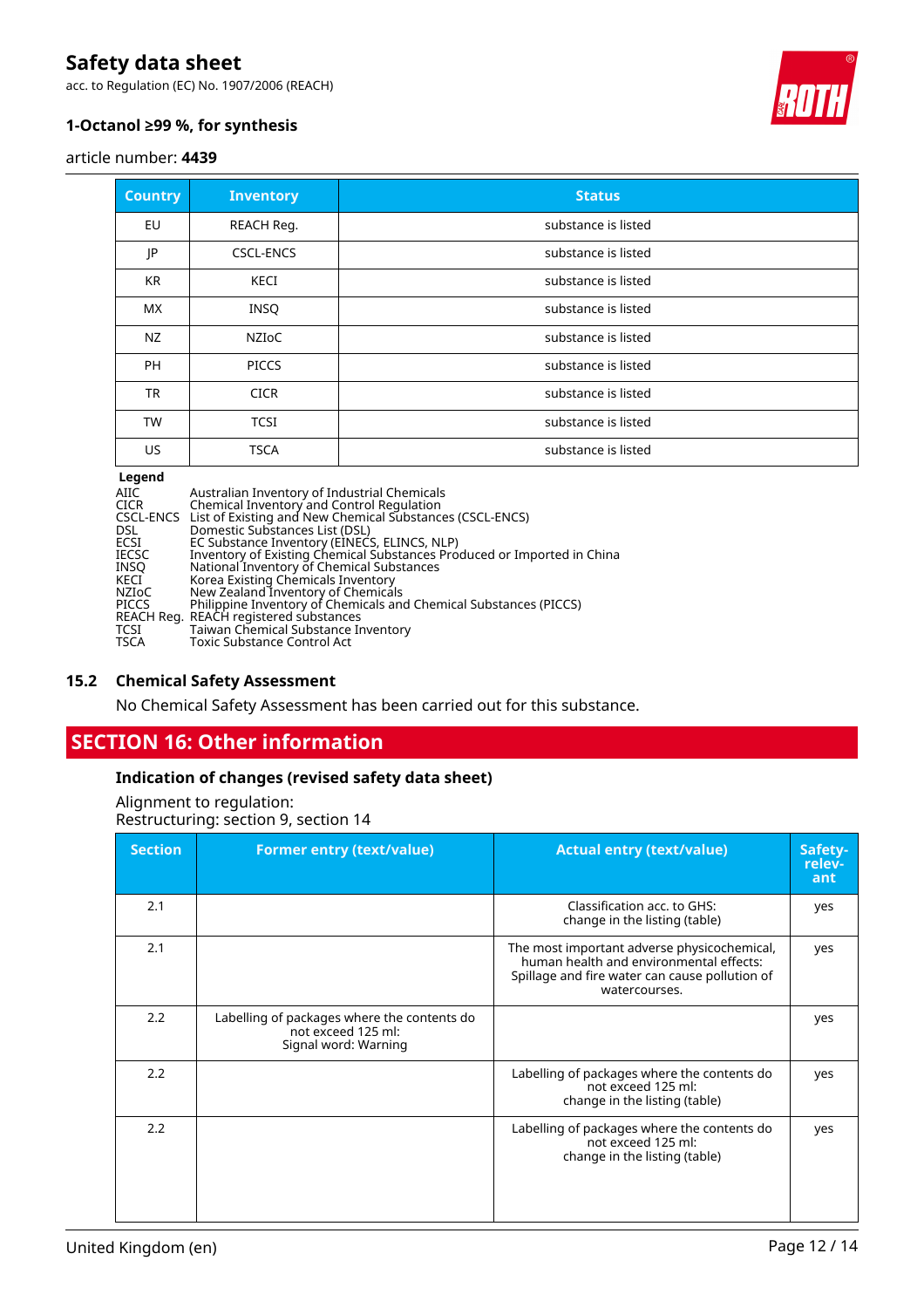| Country | Inventory | Status |
|---|---|---|
| EU | REACH Reg. | substance is listed |
| JP | CSCL-ENCS | substance is listed |
| KR | KECI | substance is listed |
| MX | INSQ | substance is listed |
| NZ | NZIoC | substance is listed |
| PH | PICCS | substance is listed |
| TR | CICR | substance is listed |
| TW | TCSI | substance is listed |
| US | TSCA | substance is listed |

**Legend**

| | |
|---|---|
| AIIC | Australian Inventory of Industrial Chemicals |
| CICR | Chemical Inventory and Control Regulation |
| CSCL-ENCS | List of Existing and New Chemical Substances (CSCL-ENCS) |
| DSL | Domestic Substances List (DSL) |
| ECSI | EC Substance Inventory (EINECS, ELINCS, NLP) |
| IECSC | Inventory of Existing Chemical Substances Produced or Imported in China |
| INSQ | National Inventory of Chemical Substances |
| KECI | Korea Existing Chemicals Inventory |
| NZIoC | New Zealand Inventory of Chemicals |
| PICCS | Philippine Inventory of Chemicals and Chemical Substances (PICCS) |
| REACH Reg. | REACH registered substances |
| TCSI | Taiwan Chemical Substance Inventory |
| TSCA | Toxic Substance Control Act |

### 15.2 Chemical Safety Assessment

No Chemical Safety Assessment has been carried out for this substance.

## SECTION 16: Other information

### Indication of changes (revised safety data sheet)

Alignment to regulation:
Restructuring: section 9, section 14

| Section | Former entry (text/value) | Actual entry (text/value) | Safety-relevant |
|---|---|---|---|
| 2.1 | | Classification acc. to GHS: change in the listing (table) | yes |
| 2.1 | | The most important adverse physicochemical, human health and environmental effects: Spillage and fire water can cause pollution of watercourses. | yes |
| 2.2 | Labelling of packages where the contents do not exceed 125 ml: Signal word: Warning | | yes |
| 2.2 | | Labelling of packages where the contents do not exceed 125 ml: change in the listing (table) | yes |
| 2.2 | | Labelling of packages where the contents do not exceed 125 ml: change in the listing (table) | yes |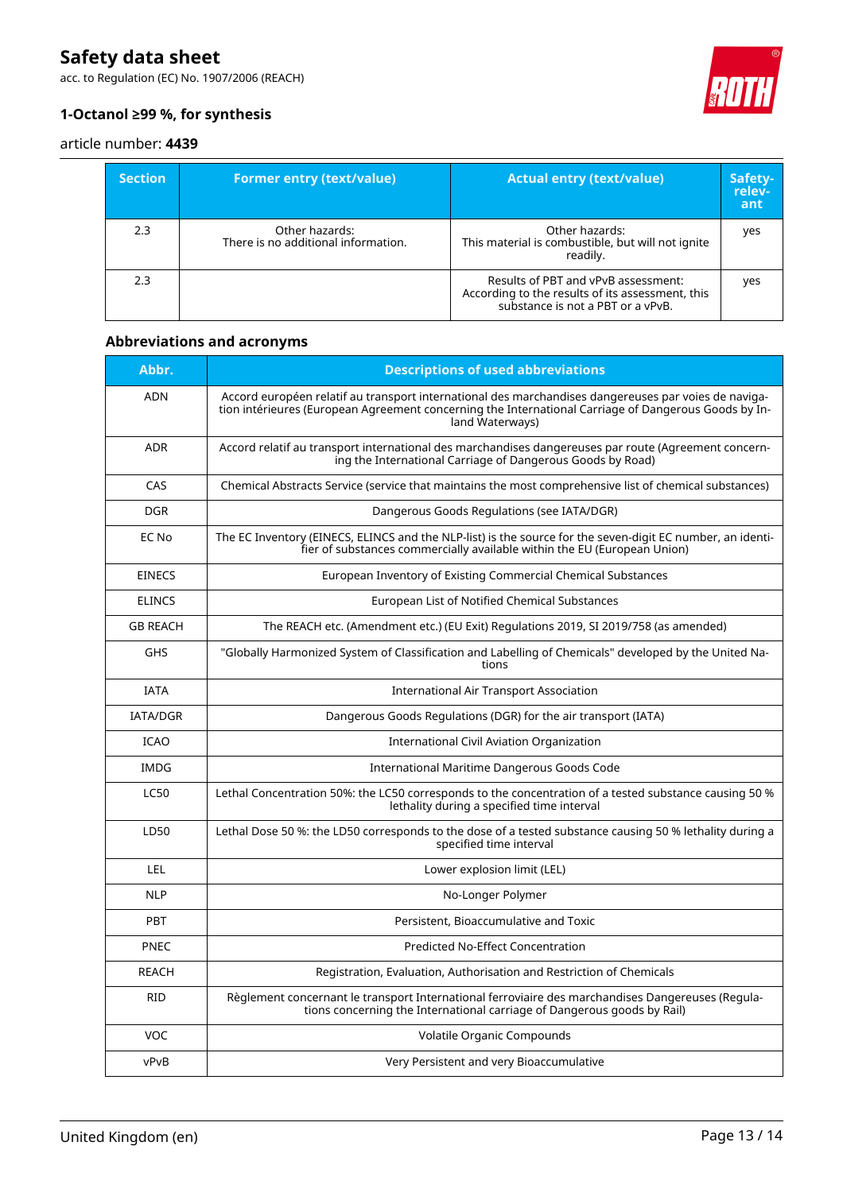| Section | Former entry (text/value) | Actual entry (text/value) | Safety-relevant |
| --- | --- | --- | --- |
| 2.3 | Other hazards:<br>There is no additional information. | Other hazards:<br>This material is combustible, but will not ignite readily. | yes |
| 2.3 | | Results of PBT and vPvB assessment:<br>According to the results of its assessment, this substance is not a PBT or a vPvB. | yes |

### Abbreviations and acronyms

| Abbr. | Descriptions of used abbreviations |
| --- | --- |
| ADN | Accord européen relatif au transport international des marchandises dangereuses par voies de navigation intérieures (European Agreement concerning the International Carriage of Dangerous Goods by Inland Waterways) |
| ADR | Accord relatif au transport international des marchandises dangereuses par route (Agreement concerning the International Carriage of Dangerous Goods by Road) |
| CAS | Chemical Abstracts Service (service that maintains the most comprehensive list of chemical substances) |
| DGR | Dangerous Goods Regulations (see IATA/DGR) |
| EC No | The EC Inventory (EINECS, ELINCS and the NLP-list) is the source for the seven-digit EC number, an identifier of substances commercially available within the EU (European Union) |
| EINECS | European Inventory of Existing Commercial Chemical Substances |
| ELINCS | European List of Notified Chemical Substances |
| GB REACH | The REACH etc. (Amendment etc.) (EU Exit) Regulations 2019, SI 2019/758 (as amended) |
| GHS | "Globally Harmonized System of Classification and Labelling of Chemicals" developed by the United Nations |
| IATA | International Air Transport Association |
| IATA/DGR | Dangerous Goods Regulations (DGR) for the air transport (IATA) |
| ICAO | International Civil Aviation Organization |
| IMDG | International Maritime Dangerous Goods Code |
| LC50 | Lethal Concentration 50%: the LC50 corresponds to the concentration of a tested substance causing 50 % lethality during a specified time interval |
| LD50 | Lethal Dose 50 %: the LD50 corresponds to the dose of a tested substance causing 50 % lethality during a specified time interval |
| LEL | Lower explosion limit (LEL) |
| NLP | No-Longer Polymer |
| PBT | Persistent, Bioaccumulative and Toxic |
| PNEC | Predicted No-Effect Concentration |
| REACH | Registration, Evaluation, Authorisation and Restriction of Chemicals |
| RID | Règlement concernant le transport International ferroviaire des marchandises Dangereuses (Regulations concerning the International carriage of Dangerous goods by Rail) |
| VOC | Volatile Organic Compounds |
| vPvB | Very Persistent and very Bioaccumulative |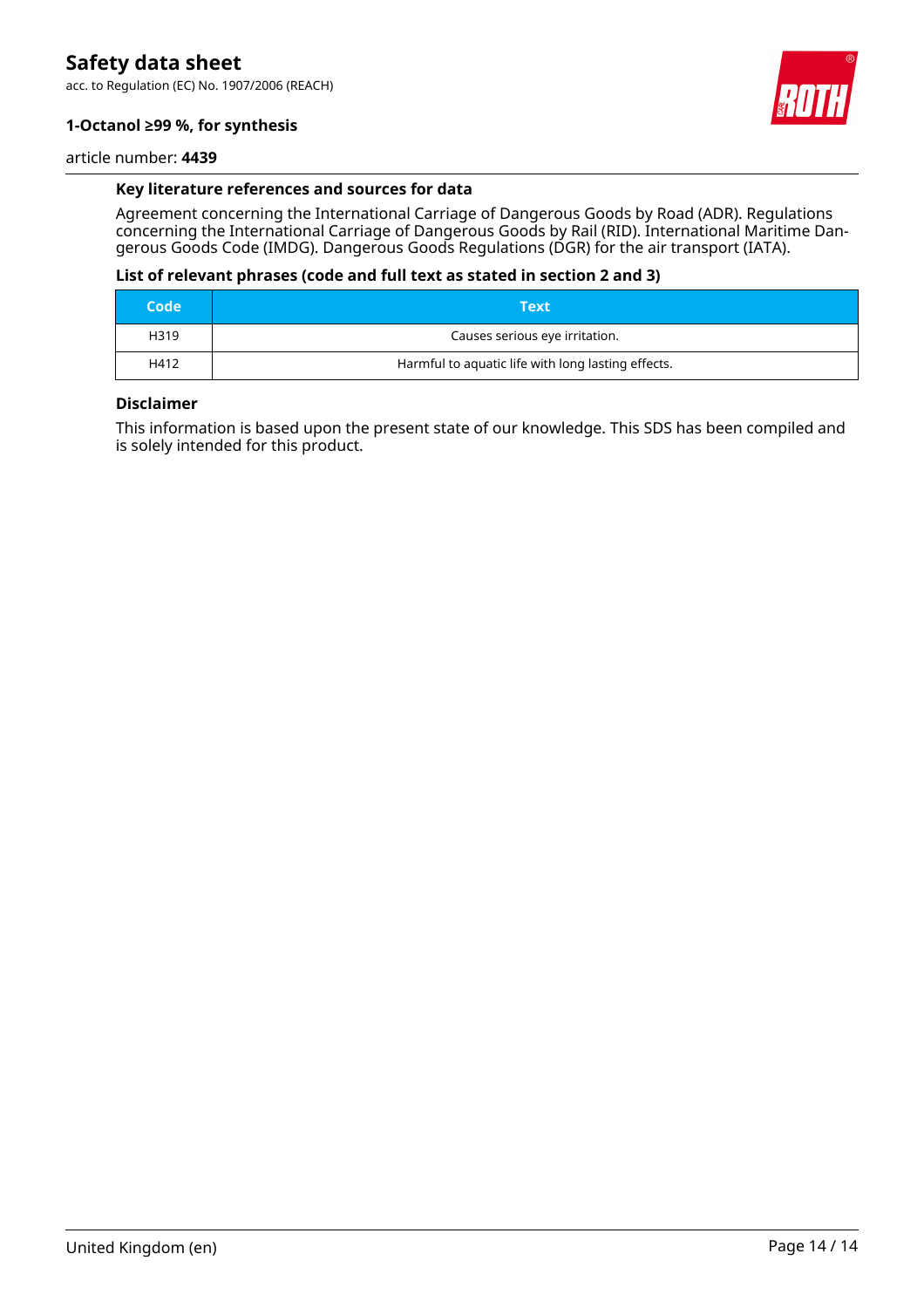### Key literature references and sources for data

Agreement concerning the International Carriage of Dangerous Goods by Road (ADR). Regulations concerning the International Carriage of Dangerous Goods by Rail (RID). International Maritime Dangerous Goods Code (IMDG). Dangerous Goods Regulations (DGR) for the air transport (IATA).

### List of relevant phrases (code and full text as stated in section 2 and 3)

| Code | Text |
|---|---|
| H319 | Causes serious eye irritation. |
| H412 | Harmful to aquatic life with long lasting effects. |

### Disclaimer

This information is based upon the present state of our knowledge. This SDS has been compiled and is solely intended for this product.